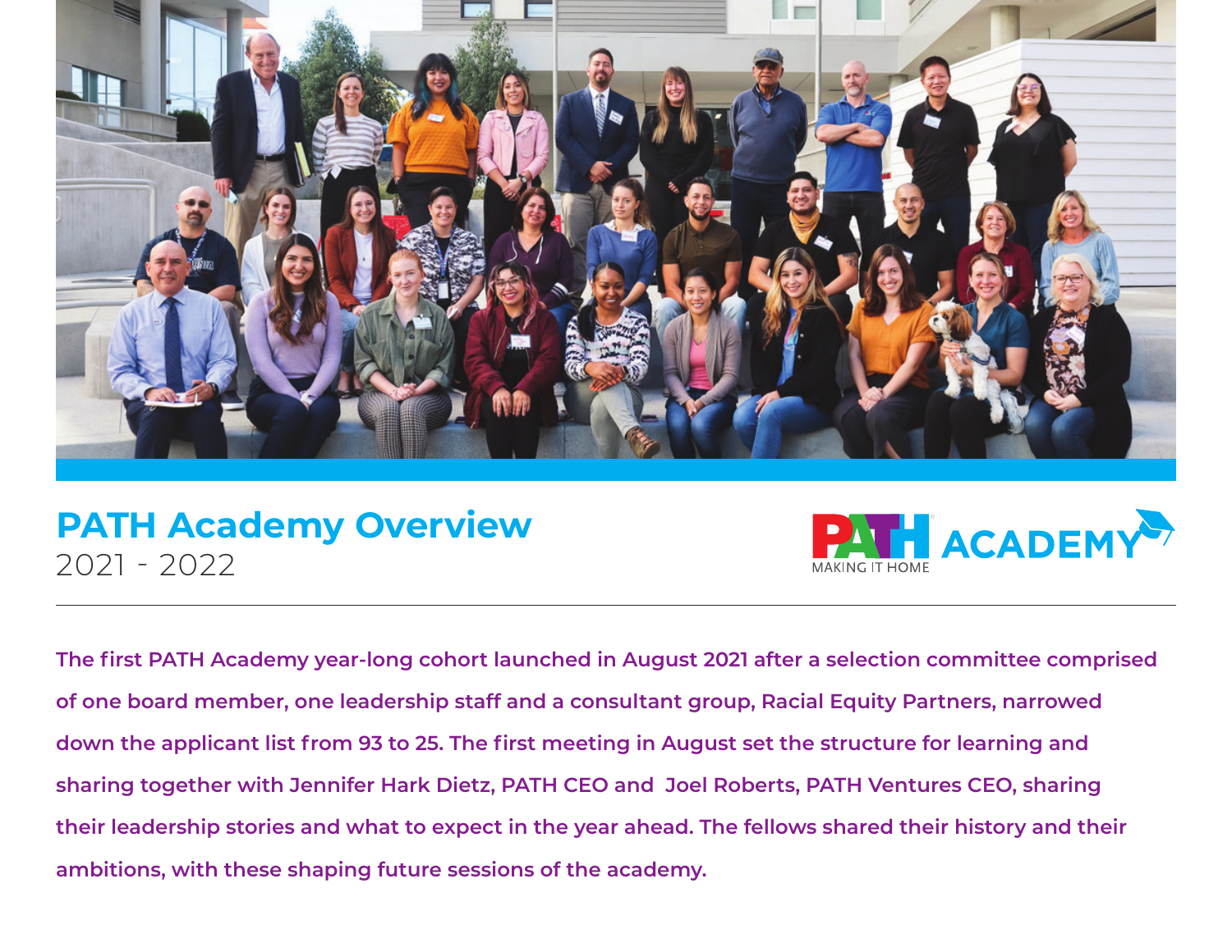# PATH Academy Overview

2021 - 2022

PATH MAKING IT HOME ACADEMY

---

**The first PATH Academy year-long cohort launched in August 2021 after a selection committee comprised of one board member, one leadership staff and a consultant group, Racial Equity Partners, narrowed down the applicant list from 93 to 25. The first meeting in August set the structure for learning and sharing together with Jennifer Hark Dietz, PATH CEO and Joel Roberts, PATH Ventures CEO, sharing their leadership stories and what to expect in the year ahead. The fellows shared their history and their ambitions, with these shaping future sessions of the academy.**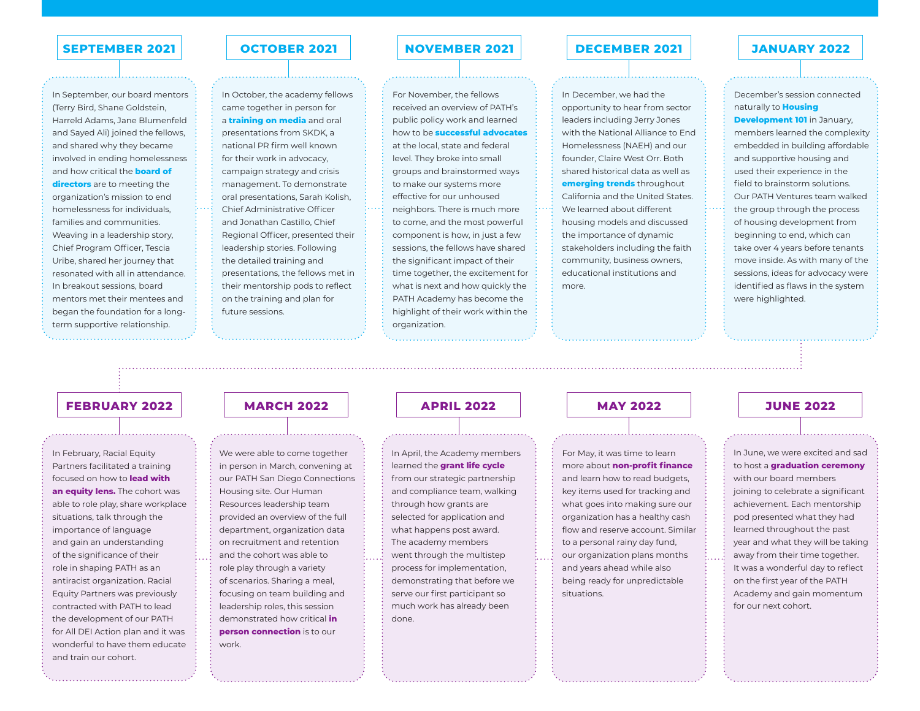## SEPTEMBER 2021

In September, our board mentors (Terry Bird, Shane Goldstein, Harreld Adams, Jane Blumenfeld and Sayed Ali) joined the fellows, and shared why they became involved in ending homelessness and how critical the **board of directors** are to meeting the organization's mission to end homelessness for individuals, families and communities. Weaving in a leadership story, Chief Program Officer, Tescia Uribe, shared her journey that resonated with all in attendance. In breakout sessions, board mentors met their mentees and began the foundation for a long-term supportive relationship.

## OCTOBER 2021

In October, the academy fellows came together in person for a **training on media** and oral presentations from SKDK, a national PR firm well known for their work in advocacy, campaign strategy and crisis management. To demonstrate oral presentations, Sarah Kolish, Chief Administrative Officer and Jonathan Castillo, Chief Regional Officer, presented their leadership stories. Following the detailed training and presentations, the fellows met in their mentorship pods to reflect on the training and plan for future sessions.

## NOVEMBER 2021

For November, the fellows received an overview of PATH's public policy work and learned how to be **successful advocates** at the local, state and federal level. They broke into small groups and brainstormed ways to make our systems more effective for our unhoused neighbors. There is much more to come, and the most powerful component is how, in just a few sessions, the fellows have shared the significant impact of their time together, the excitement for what is next and how quickly the PATH Academy has become the highlight of their work within the organization.

## DECEMBER 2021

In December, we had the opportunity to hear from sector leaders including Jerry Jones with the National Alliance to End Homelessness (NAEH) and our founder, Claire West Orr. Both shared historical data as well as **emerging trends** throughout California and the United States. We learned about different housing models and discussed the importance of dynamic stakeholders including the faith community, business owners, educational institutions and more.

## JANUARY 2022

December's session connected naturally to **Housing Development 101** in January, members learned the complexity embedded in building affordable and supportive housing and used their experience in the field to brainstorm solutions. Our PATH Ventures team walked the group through the process of housing development from beginning to end, which can take over 4 years before tenants move inside. As with many of the sessions, ideas for advocacy were identified as flaws in the system were highlighted.

## FEBRUARY 2022

In February, Racial Equity Partners facilitated a training focused on how to **lead with an equity lens.** The cohort was able to role play, share workplace situations, talk through the importance of language and gain an understanding of the significance of their role in shaping PATH as an antiracist organization. Racial Equity Partners was previously contracted with PATH to lead the development of our PATH for All DEI Action plan and it was wonderful to have them educate and train our cohort.

## MARCH 2022

We were able to come together in person in March, convening at our PATH San Diego Connections Housing site. Our Human Resources leadership team provided an overview of the full department, organization data on recruitment and retention and the cohort was able to role play through a variety of scenarios. Sharing a meal, focusing on team building and leadership roles, this session demonstrated how critical **in person connection** is to our work.

## APRIL 2022

In April, the Academy members learned the **grant life cycle** from our strategic partnership and compliance team, walking through how grants are selected for application and what happens post award. The academy members went through the multistep process for implementation, demonstrating that before we serve our first participant so much work has already been done.

## MAY 2022

For May, it was time to learn more about **non-profit finance** and learn how to read budgets, key items used for tracking and what goes into making sure our organization has a healthy cash flow and reserve account. Similar to a personal rainy day fund, our organization plans months and years ahead while also being ready for unpredictable situations.

## JUNE 2022

In June, we were excited and sad to host a **graduation ceremony** with our board members joining to celebrate a significant achievement. Each mentorship pod presented what they had learned throughout the past year and what they will be taking away from their time together. It was a wonderful day to reflect on the first year of the PATH Academy and gain momentum for our next cohort.